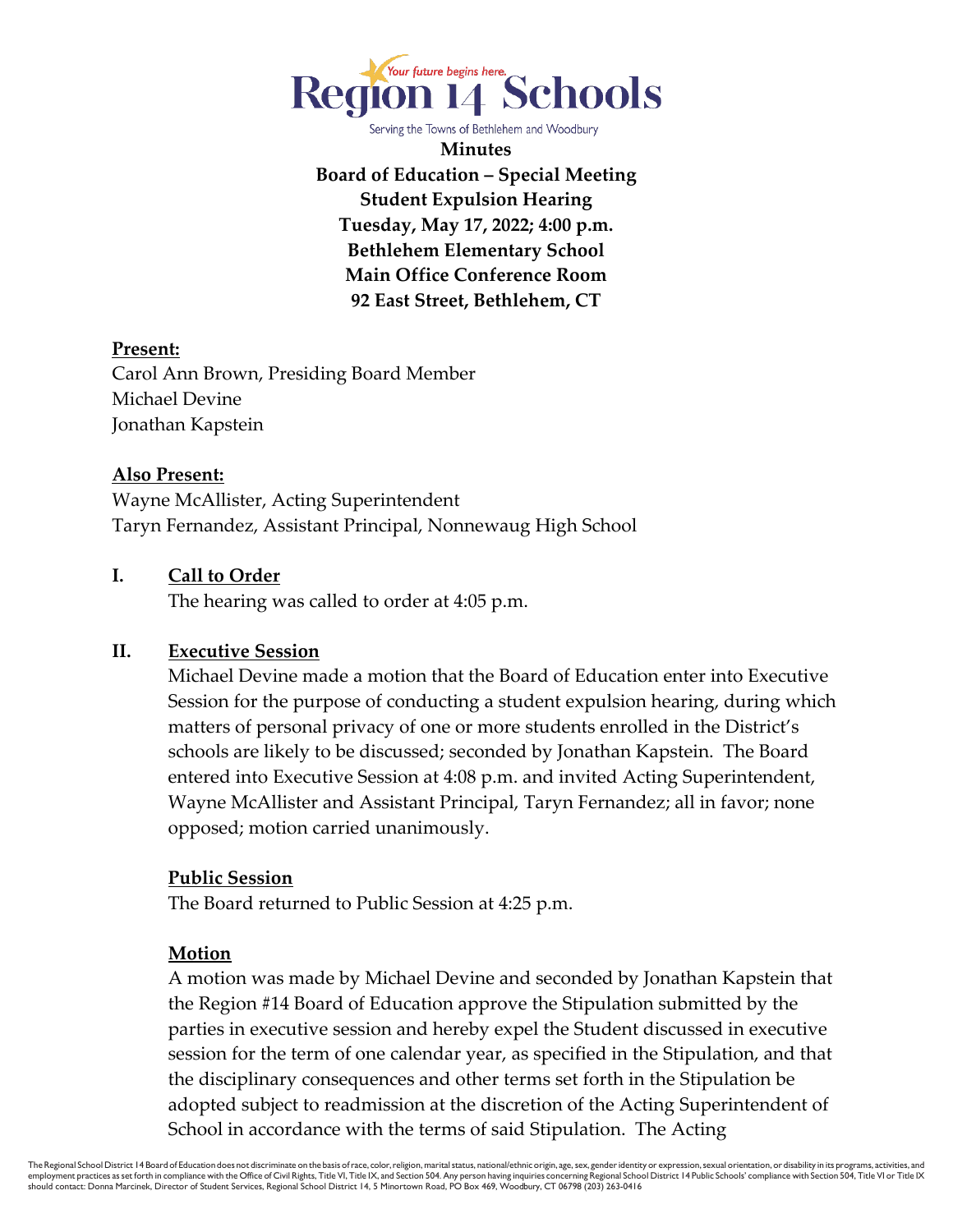Region 14 Schools

Your future begins here.

Serving the Towns of Bethlehem and Woodbury

**Minutes**
**Board of Education – Special Meeting**
**Student Expulsion Hearing**
**Tuesday, May 17, 2022; 4:00 p.m.**
**Bethlehem Elementary School**
**Main Office Conference Room**
**92 East Street, Bethlehem, CT**

**Present:**
Carol Ann Brown, Presiding Board Member
Michael Devine
Jonathan Kapstein

**Also Present:**
Wayne McAllister, Acting Superintendent
Taryn Fernandez, Assistant Principal, Nonnewaug High School

## I. Call to Order

The hearing was called to order at 4:05 p.m.

## II. Executive Session

Michael Devine made a motion that the Board of Education enter into Executive Session for the purpose of conducting a student expulsion hearing, during which matters of personal privacy of one or more students enrolled in the District's schools are likely to be discussed; seconded by Jonathan Kapstein. The Board entered into Executive Session at 4:08 p.m. and invited Acting Superintendent, Wayne McAllister and Assistant Principal, Taryn Fernandez; all in favor; none opposed; motion carried unanimously.

### Public Session

The Board returned to Public Session at 4:25 p.m.

### Motion

A motion was made by Michael Devine and seconded by Jonathan Kapstein that the Region #14 Board of Education approve the Stipulation submitted by the parties in executive session and hereby expel the Student discussed in executive session for the term of one calendar year, as specified in the Stipulation, and that the disciplinary consequences and other terms set forth in the Stipulation be adopted subject to readmission at the discretion of the Acting Superintendent of School in accordance with the terms of said Stipulation. The Acting

The Regional School District 14 Board of Education does not discriminate on the basis of race, color, religion, marital status, national/ethnic origin, age, sex, gender identity or expression, sexual orientation, or disability in its programs, activities, and employment practices as set forth in compliance with the Office of Civil Rights, Title VI, Title IX, and Section 504. Any person having inquiries concerning Regional School District 14 Public Schools' compliance with Section 504, Title VI or Title IX should contact: Donna Marcinek, Director of Student Services, Regional School District 14, 5 Minortown Road, PO Box 469, Woodbury, CT 06798 (203) 263-0416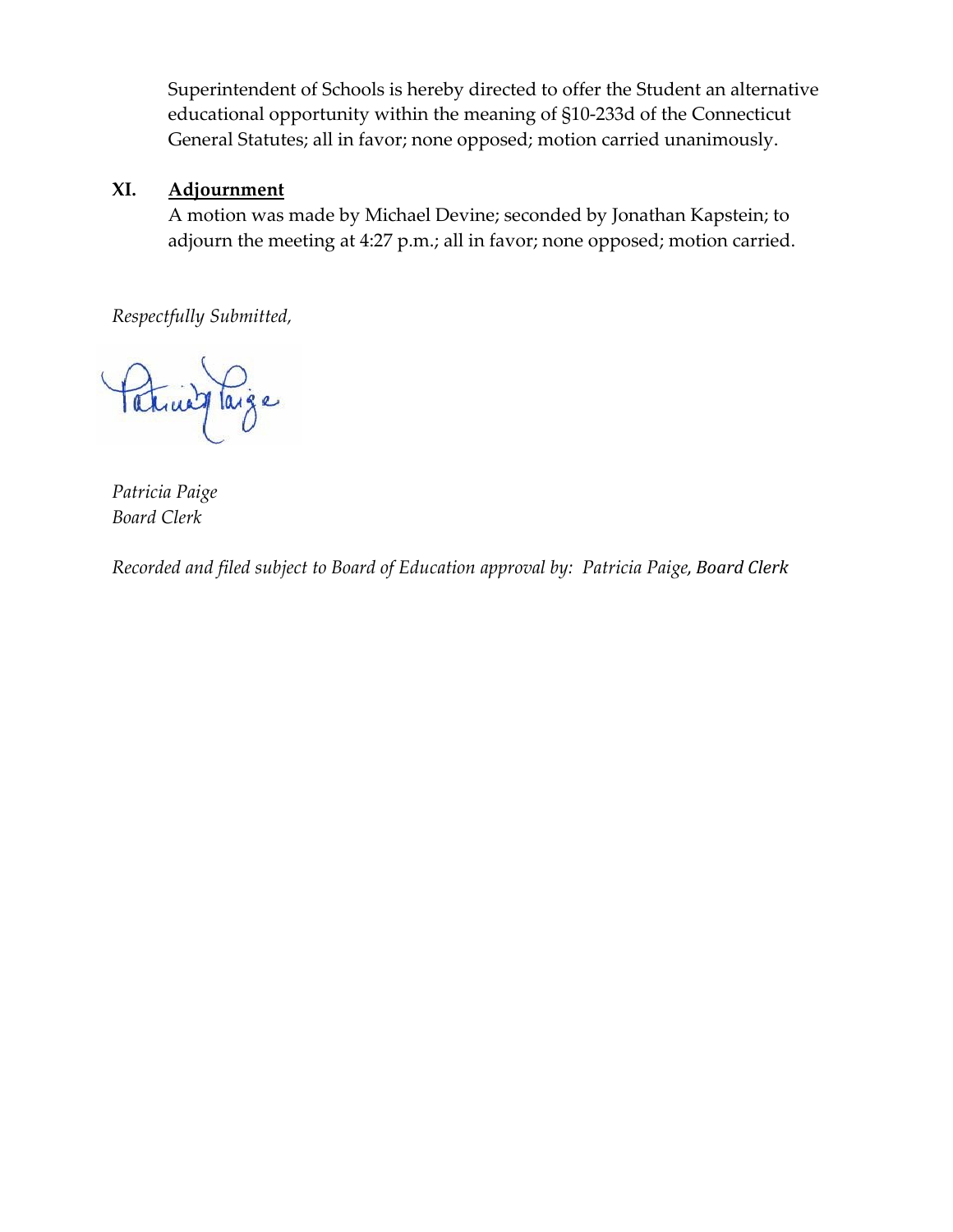Superintendent of Schools is hereby directed to offer the Student an alternative educational opportunity within the meaning of §10-233d of the Connecticut General Statutes; all in favor; none opposed; motion carried unanimously.

## XI. Adjournment

A motion was made by Michael Devine; seconded by Jonathan Kapstein; to adjourn the meeting at 4:27 p.m.; all in favor; none opposed; motion carried.

*Respectfully Submitted,*

*Patricia Paige*
*Board Clerk*

*Recorded and filed subject to Board of Education approval by: Patricia Paige, Board Clerk*